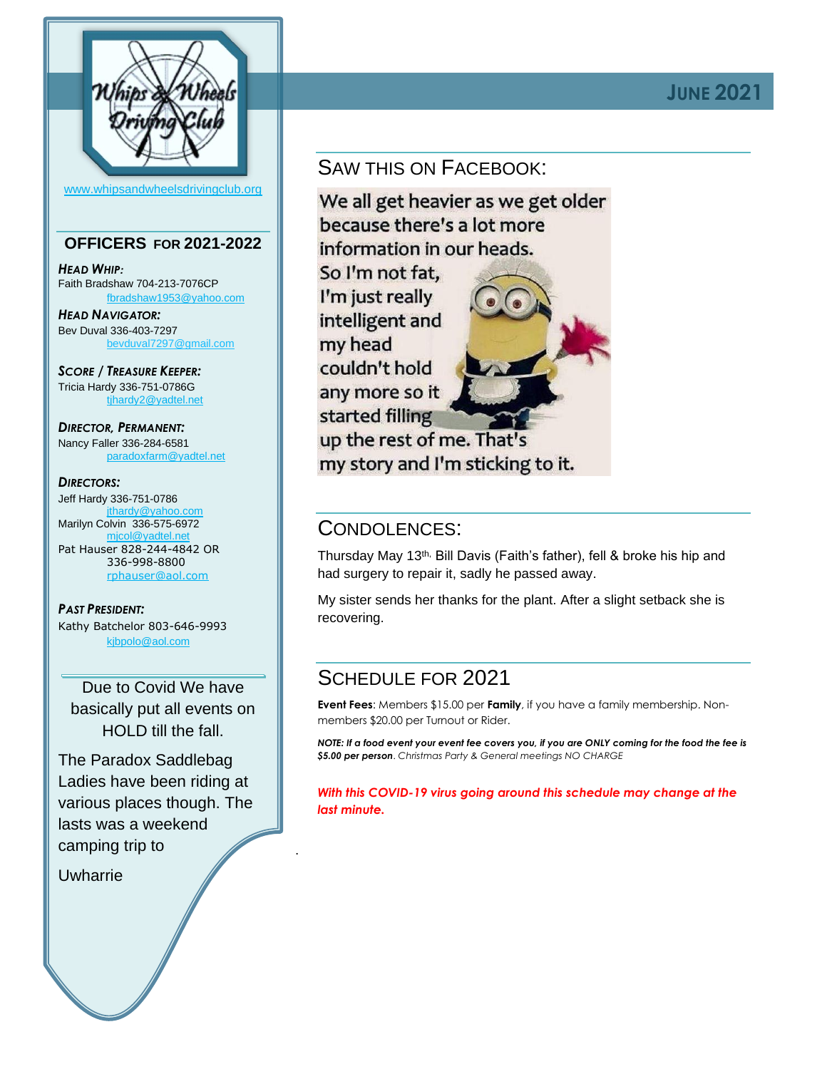# JUNE 2021

Whips & Wheels Driving Club

www.whipsandwheelsdrivingclub.org

## OFFICERS FOR 2021-2022

***HEAD WHIP:***
Faith Bradshaw 704-213-7076CP
fbradshaw1953@yahoo.com

***HEAD NAVIGATOR:***
Bev Duval 336-403-7297
bevduval7297@gmail.com

***SCORE / TREASURE KEEPER:***
Tricia Hardy 336-751-0786G
tjhardy2@yadtel.net

***DIRECTOR, PERMANENT:***
Nancy Faller 336-284-6581
paradoxfarm@yadtel.net

***DIRECTORS:***
Jeff Hardy 336-751-0786
jthardy@yahoo.com
Marilyn Colvin 336-575-6972
mjcol@yadtel.net
Pat Hauser 828-244-4842 OR 336-998-8800
rphauser@aol.com

***PAST PRESIDENT:***
Kathy Batchelor 803-646-9993
kjbpolo@aol.com

Due to Covid We have basically put all events on HOLD till the fall.

The Paradox Saddlebag Ladies have been riding at various places though. The lasts was a weekend camping trip to

Uwharrie

## SAW THIS ON FACEBOOK:

We all get heavier as we get older because there's a lot more information in our heads. So I'm not fat, I'm just really intelligent and my head couldn't hold any more so it started filling up the rest of me. That's my story and I'm sticking to it.

## CONDOLENCES:

Thursday May 13th, Bill Davis (Faith's father), fell & broke his hip and had surgery to repair it, sadly he passed away.

My sister sends her thanks for the plant. After a slight setback she is recovering.

## SCHEDULE FOR 2021

**Event Fees**: Members $15.00 per **Family**, if you have a family membership. Non-members $20.00 per Turnout or Rider.

***NOTE: If a food event your event fee covers you, if you are ONLY coming for the food the fee is $5.00 per person****. Christmas Party & General meetings NO CHARGE*

***With this COVID-19 virus going around this schedule may change at the last minute.***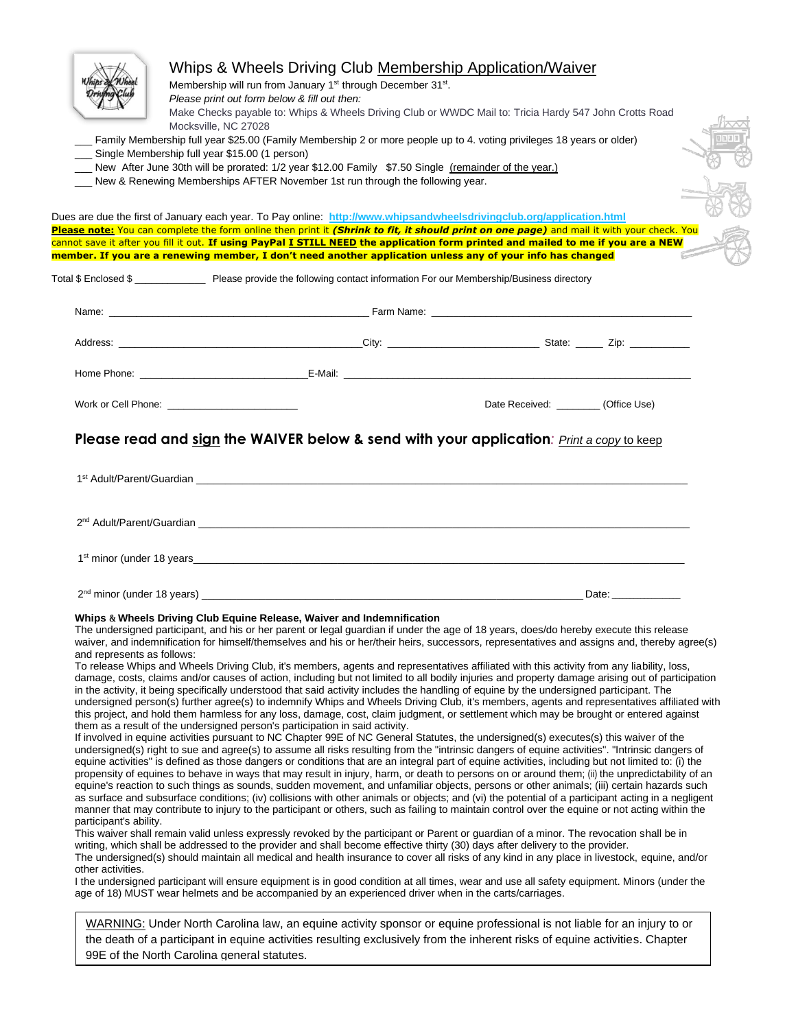# Whips & Wheels Driving Club Membership Application/Waiver

Membership will run from January 1st through December 31st.

*Please print out form below & fill out then:*

Make Checks payable to: Whips & Wheels Driving Club or WWDC Mail to: Tricia Hardy 547 John Crotts Road Mocksville, NC 27028

___ Family Membership full year $25.00 (Family Membership 2 or more people up to 4. voting privileges 18 years or older)

___ Single Membership full year $15.00 (1 person)

___ New After June 30th will be prorated: 1/2 year $12.00 Family $7.50 Single (remainder of the year.)

___ New & Renewing Memberships AFTER November 1st run through the following year.

Dues are due the first of January each year. To Pay online: **http://www.whipsandwheelsdrivingclub.org/application.html**

**Please note:** You can complete the form online then print it ***(Shrink to fit, it should print on one page)*** and mail it with your check. You cannot save it after you fill it out. **If using PayPal I STILL NEED the application form printed and mailed to me if you are a NEW member. If you are a renewing member, I don't need another application unless any of your info has changed**

Total $ Enclosed $ _____________ Please provide the following contact information For our Membership/Business directory

Name: ______________________________ Farm Name: ______________________________

Address: ______________________________ City: ____________________ State: _____ Zip: __________

Home Phone: ____________________ E-Mail: ______________________________

Work or Cell Phone: ____________________ Date Received: ________ (Office Use)

## Please read and sign the WAIVER below & send with your application: *Print a copy* to keep

1st Adult/Parent/Guardian ______________________________

2nd Adult/Parent/Guardian ______________________________

1st minor (under 18 years______________________________

2nd minor (under 18 years) ______________________________ Date: ___________

**Whips & Wheels Driving Club Equine Release, Waiver and Indemnification**

The undersigned participant, and his or her parent or legal guardian if under the age of 18 years, does/do hereby execute this release waiver, and indemnification for himself/themselves and his or her/their heirs, successors, representatives and assigns and, thereby agree(s) and represents as follows:

To release Whips and Wheels Driving Club, it's members, agents and representatives affiliated with this activity from any liability, loss, damage, costs, claims and/or causes of action, including but not limited to all bodily injuries and property damage arising out of participation in the activity, it being specifically understood that said activity includes the handling of equine by the undersigned participant. The undersigned person(s) further agree(s) to indemnify Whips and Wheels Driving Club, it's members, agents and representatives affiliated with this project, and hold them harmless for any loss, damage, cost, claim judgment, or settlement which may be brought or entered against them as a result of the undersigned person's participation in said activity.

If involved in equine activities pursuant to NC Chapter 99E of NC General Statutes, the undersigned(s) executes(s) this waiver of the undersigned(s) right to sue and agree(s) to assume all risks resulting from the "intrinsic dangers of equine activities". "Intrinsic dangers of equine activities" is defined as those dangers or conditions that are an integral part of equine activities, including but not limited to: (i) the propensity of equines to behave in ways that may result in injury, harm, or death to persons on or around them; (ii) the unpredictability of an equine's reaction to such things as sounds, sudden movement, and unfamiliar objects, persons or other animals; (iii) certain hazards such as surface and subsurface conditions; (iv) collisions with other animals or objects; and (vi) the potential of a participant acting in a negligent manner that may contribute to injury to the participant or others, such as failing to maintain control over the equine or not acting within the participant's ability.

This waiver shall remain valid unless expressly revoked by the participant or Parent or guardian of a minor. The revocation shall be in writing, which shall be addressed to the provider and shall become effective thirty (30) days after delivery to the provider.

The undersigned(s) should maintain all medical and health insurance to cover all risks of any kind in any place in livestock, equine, and/or other activities.

I the undersigned participant will ensure equipment is in good condition at all times, wear and use all safety equipment. Minors (under the age of 18) MUST wear helmets and be accompanied by an experienced driver when in the carts/carriages.

WARNING: Under North Carolina law, an equine activity sponsor or equine professional is not liable for an injury to or the death of a participant in equine activities resulting exclusively from the inherent risks of equine activities. Chapter 99E of the North Carolina general statutes.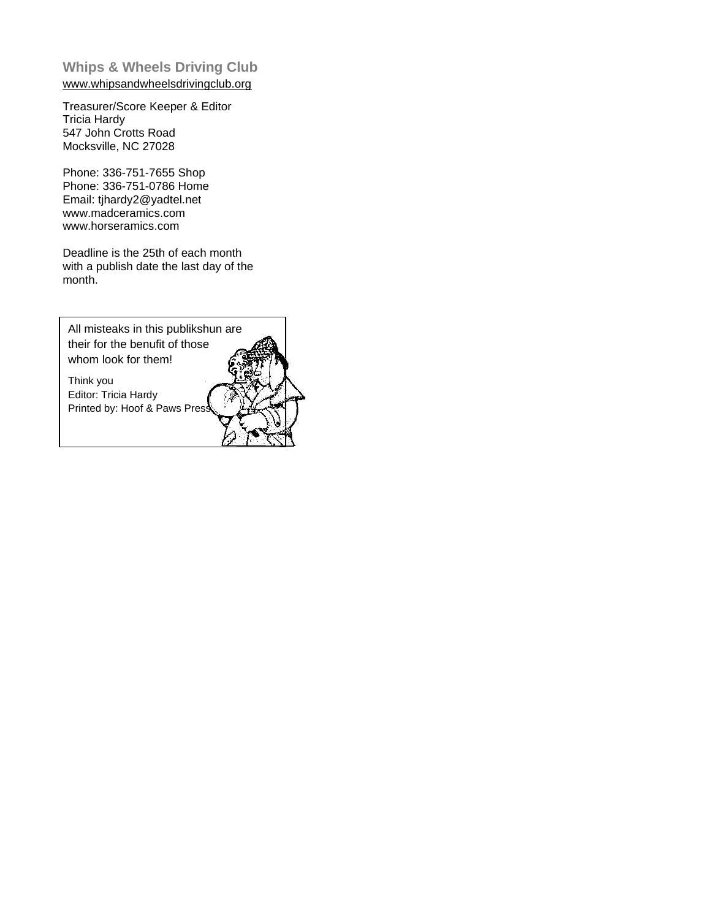**Whips & Wheels Driving Club**
www.whipsandwheelsdrivingclub.org

Treasurer/Score Keeper & Editor
Tricia Hardy
547 John Crotts Road
Mocksville, NC 27028

Phone: 336-751-7655 Shop
Phone: 336-751-0786 Home
Email: tjhardy2@yadtel.net
www.madceramics.com
www.horseramics.com

Deadline is the 25th of each month with a publish date the last day of the month.

All misteaks in this publikshun are their for the benufit of those whom look for them!

Think you
Editor: Tricia Hardy
Printed by: Hoof & Paws Press